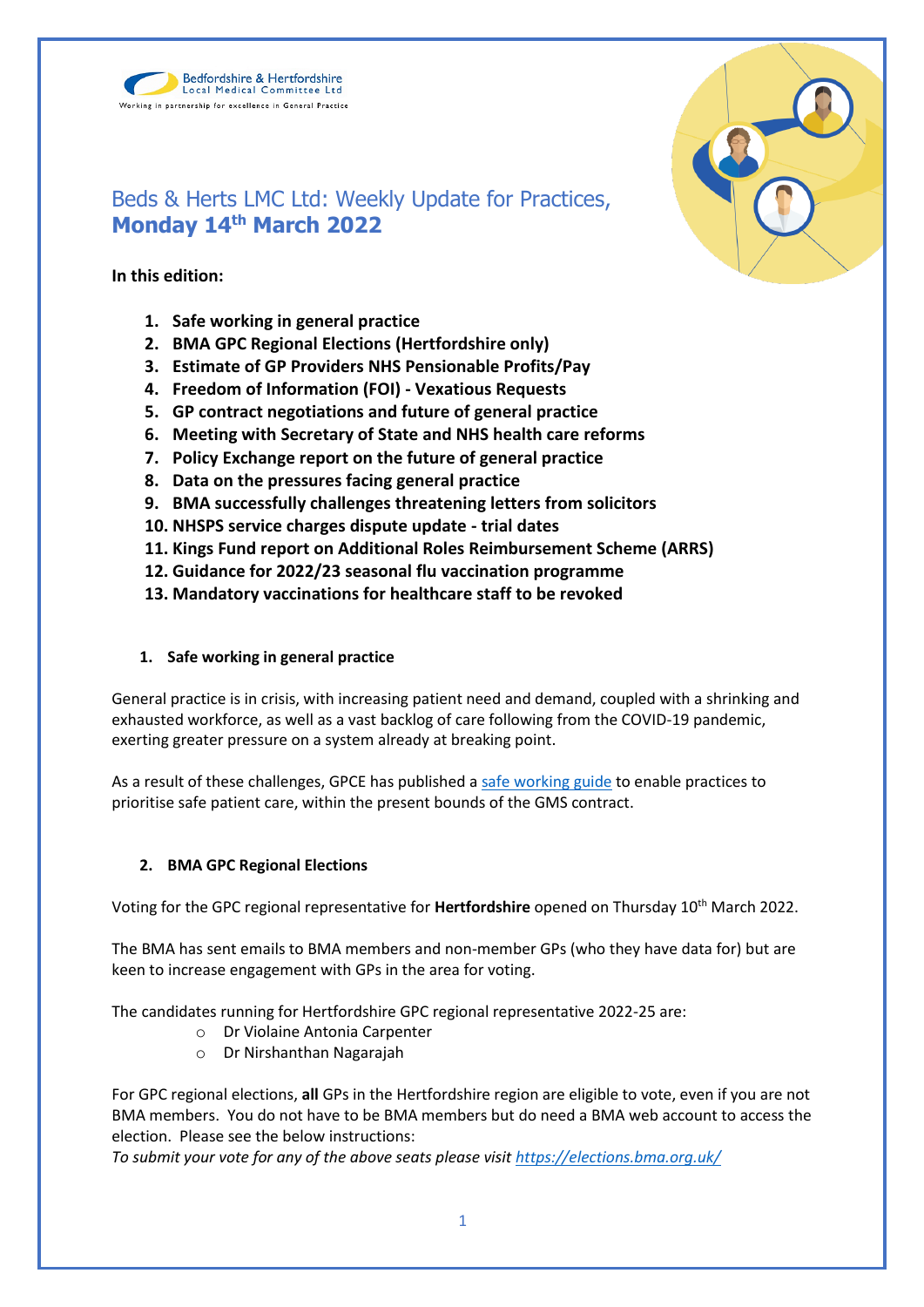Bedfordshire & Hertfordshire Local Medical Committee Ltd

Working in partnership for excellence in General Practice

# Beds & Herts LMC Ltd: Weekly Update for Practices, **Monday 14th March 2022**

**In this edition:**

1. **Safe working in general practice**
2. **BMA GPC Regional Elections (Hertfordshire only)**
3. **Estimate of GP Providers NHS Pensionable Profits/Pay**
4. **Freedom of Information (FOI) - Vexatious Requests**
5. **GP contract negotiations and future of general practice**
6. **Meeting with Secretary of State and NHS health care reforms**
7. **Policy Exchange report on the future of general practice**
8. **Data on the pressures facing general practice**
9. **BMA successfully challenges threatening letters from solicitors**
10. **NHSPS service charges dispute update - trial dates**
11. **Kings Fund report on Additional Roles Reimbursement Scheme (ARRS)**
12. **Guidance for 2022/23 seasonal flu vaccination programme**
13. **Mandatory vaccinations for healthcare staff to be revoked**

## 1. Safe working in general practice

General practice is in crisis, with increasing patient need and demand, coupled with a shrinking and exhausted workforce, as well as a vast backlog of care following from the COVID-19 pandemic, exerting greater pressure on a system already at breaking point.

As a result of these challenges, GPCE has published a safe working guide to enable practices to prioritise safe patient care, within the present bounds of the GMS contract.

## 2. BMA GPC Regional Elections

Voting for the GPC regional representative for **Hertfordshire** opened on Thursday 10th March 2022.

The BMA has sent emails to BMA members and non-member GPs (who they have data for) but are keen to increase engagement with GPs in the area for voting.

The candidates running for Hertfordshire GPC regional representative 2022-25 are:

- Dr Violaine Antonia Carpenter
- Dr Nirshanthan Nagarajah

For GPC regional elections, **all** GPs in the Hertfordshire region are eligible to vote, even if you are not BMA members. You do not have to be BMA members but do need a BMA web account to access the election. Please see the below instructions:

*To submit your vote for any of the above seats please visit https://elections.bma.org.uk/*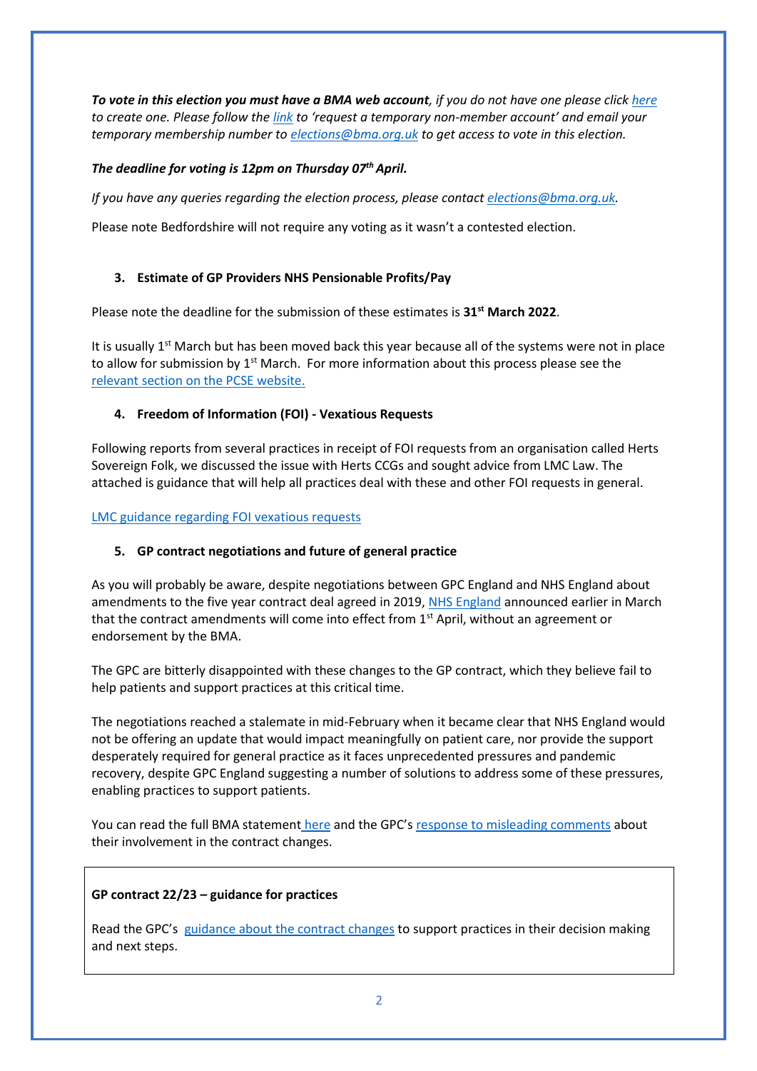***To vote in this election you must have a BMA web account**, if you do not have one please click here to create one. Please follow the link to 'request a temporary non-member account' and email your temporary membership number to elections@bma.org.uk to get access to vote in this election.*

***The deadline for voting is 12pm on Thursday 07th April.***

*If you have any queries regarding the election process, please contact elections@bma.org.uk.*

Please note Bedfordshire will not require any voting as it wasn't a contested election.

### 3. Estimate of GP Providers NHS Pensionable Profits/Pay

Please note the deadline for the submission of these estimates is **31st March 2022**.

It is usually 1st March but has been moved back this year because all of the systems were not in place to allow for submission by 1st March. For more information about this process please see the relevant section on the PCSE website.

### 4. Freedom of Information (FOI) - Vexatious Requests

Following reports from several practices in receipt of FOI requests from an organisation called Herts Sovereign Folk, we discussed the issue with Herts CCGs and sought advice from LMC Law. The attached is guidance that will help all practices deal with these and other FOI requests in general.

LMC guidance regarding FOI vexatious requests

### 5. GP contract negotiations and future of general practice

As you will probably be aware, despite negotiations between GPC England and NHS England about amendments to the five year contract deal agreed in 2019, NHS England announced earlier in March that the contract amendments will come into effect from 1st April, without an agreement or endorsement by the BMA.

The GPC are bitterly disappointed with these changes to the GP contract, which they believe fail to help patients and support practices at this critical time.

The negotiations reached a stalemate in mid-February when it became clear that NHS England would not be offering an update that would impact meaningfully on patient care, nor provide the support desperately required for general practice as it faces unprecedented pressures and pandemic recovery, despite GPC England suggesting a number of solutions to address some of these pressures, enabling practices to support patients.

You can read the full BMA statement here and the GPC's response to misleading comments about their involvement in the contract changes.

**GP contract 22/23 – guidance for practices**

Read the GPC's guidance about the contract changes to support practices in their decision making and next steps.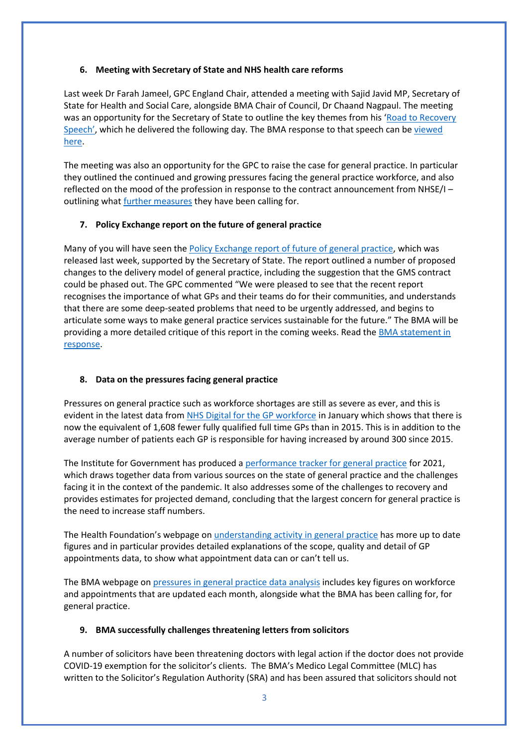### 6. Meeting with Secretary of State and NHS health care reforms

Last week Dr Farah Jameel, GPC England Chair, attended a meeting with Sajid Javid MP, Secretary of State for Health and Social Care, alongside BMA Chair of Council, Dr Chaand Nagpaul. The meeting was an opportunity for the Secretary of State to outline the key themes from his 'Road to Recovery Speech', which he delivered the following day. The BMA response to that speech can be viewed here.

The meeting was also an opportunity for the GPC to raise the case for general practice. In particular they outlined the continued and growing pressures facing the general practice workforce, and also reflected on the mood of the profession in response to the contract announcement from NHSE/I – outlining what further measures they have been calling for.

### 7. Policy Exchange report on the future of general practice

Many of you will have seen the Policy Exchange report of future of general practice, which was released last week, supported by the Secretary of State. The report outlined a number of proposed changes to the delivery model of general practice, including the suggestion that the GMS contract could be phased out. The GPC commented "We were pleased to see that the recent report recognises the importance of what GPs and their teams do for their communities, and understands that there are some deep-seated problems that need to be urgently addressed, and begins to articulate some ways to make general practice services sustainable for the future." The BMA will be providing a more detailed critique of this report in the coming weeks. Read the BMA statement in response.

### 8. Data on the pressures facing general practice

Pressures on general practice such as workforce shortages are still as severe as ever, and this is evident in the latest data from NHS Digital for the GP workforce in January which shows that there is now the equivalent of 1,608 fewer fully qualified full time GPs than in 2015. This is in addition to the average number of patients each GP is responsible for having increased by around 300 since 2015.

The Institute for Government has produced a performance tracker for general practice for 2021, which draws together data from various sources on the state of general practice and the challenges facing it in the context of the pandemic. It also addresses some of the challenges to recovery and provides estimates for projected demand, concluding that the largest concern for general practice is the need to increase staff numbers.

The Health Foundation's webpage on understanding activity in general practice has more up to date figures and in particular provides detailed explanations of the scope, quality and detail of GP appointments data, to show what appointment data can or can't tell us.

The BMA webpage on pressures in general practice data analysis includes key figures on workforce and appointments that are updated each month, alongside what the BMA has been calling for, for general practice.

### 9. BMA successfully challenges threatening letters from solicitors

A number of solicitors have been threatening doctors with legal action if the doctor does not provide COVID-19 exemption for the solicitor's clients. The BMA's Medico Legal Committee (MLC) has written to the Solicitor's Regulation Authority (SRA) and has been assured that solicitors should not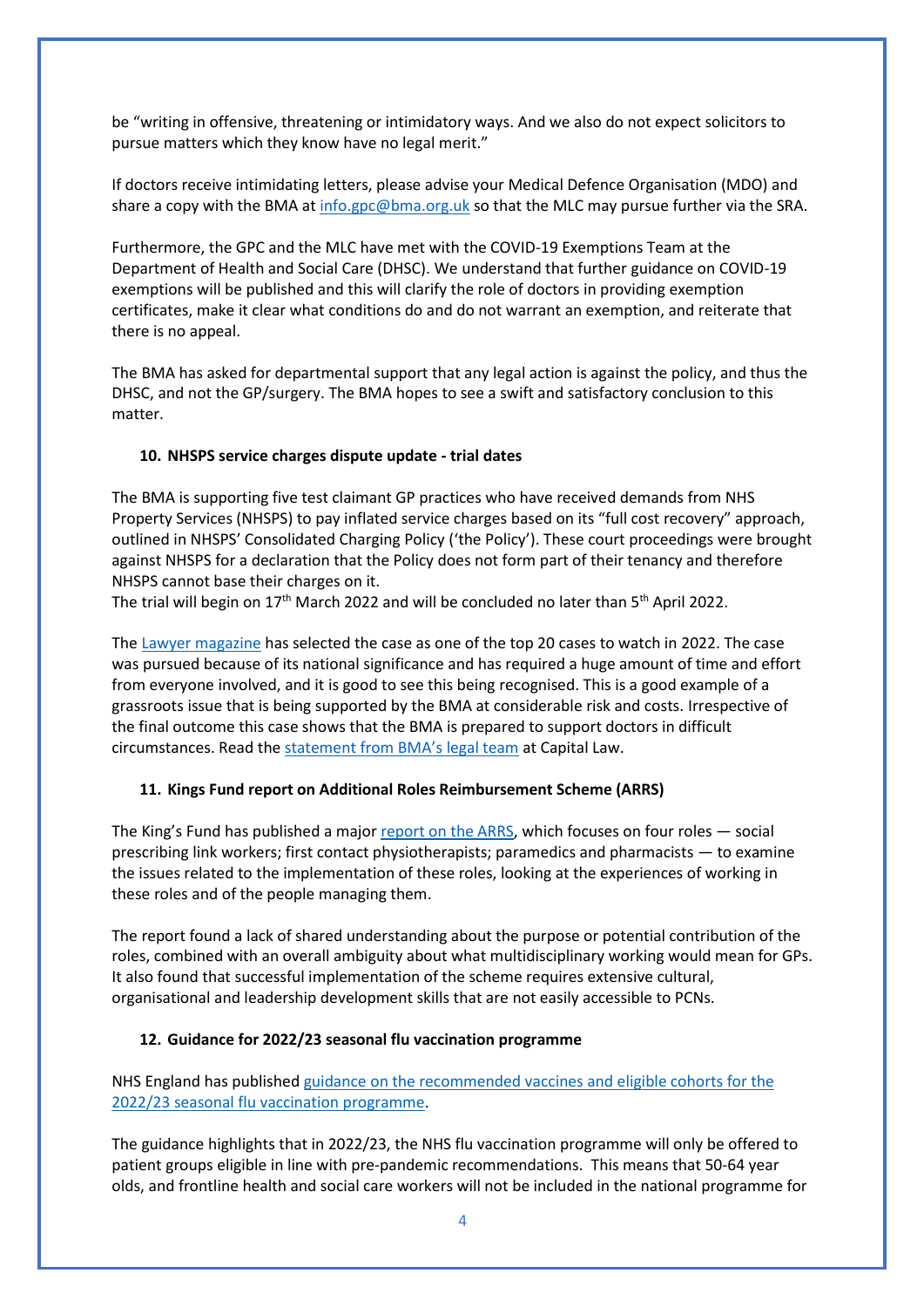be "writing in offensive, threatening or intimidatory ways. And we also do not expect solicitors to pursue matters which they know have no legal merit."

If doctors receive intimidating letters, please advise your Medical Defence Organisation (MDO) and share a copy with the BMA at info.gpc@bma.org.uk so that the MLC may pursue further via the SRA.

Furthermore, the GPC and the MLC have met with the COVID-19 Exemptions Team at the Department of Health and Social Care (DHSC). We understand that further guidance on COVID-19 exemptions will be published and this will clarify the role of doctors in providing exemption certificates, make it clear what conditions do and do not warrant an exemption, and reiterate that there is no appeal.

The BMA has asked for departmental support that any legal action is against the policy, and thus the DHSC, and not the GP/surgery. The BMA hopes to see a swift and satisfactory conclusion to this matter.

## 10. NHSPS service charges dispute update - trial dates

The BMA is supporting five test claimant GP practices who have received demands from NHS Property Services (NHSPS) to pay inflated service charges based on its "full cost recovery" approach, outlined in NHSPS' Consolidated Charging Policy ('the Policy'). These court proceedings were brought against NHSPS for a declaration that the Policy does not form part of their tenancy and therefore NHSPS cannot base their charges on it.
The trial will begin on 17th March 2022 and will be concluded no later than 5th April 2022.

The Lawyer magazine has selected the case as one of the top 20 cases to watch in 2022. The case was pursued because of its national significance and has required a huge amount of time and effort from everyone involved, and it is good to see this being recognised. This is a good example of a grassroots issue that is being supported by the BMA at considerable risk and costs. Irrespective of the final outcome this case shows that the BMA is prepared to support doctors in difficult circumstances. Read the statement from BMA's legal team at Capital Law.

## 11. Kings Fund report on Additional Roles Reimbursement Scheme (ARRS)

The King's Fund has published a major report on the ARRS, which focuses on four roles — social prescribing link workers; first contact physiotherapists; paramedics and pharmacists — to examine the issues related to the implementation of these roles, looking at the experiences of working in these roles and of the people managing them.

The report found a lack of shared understanding about the purpose or potential contribution of the roles, combined with an overall ambiguity about what multidisciplinary working would mean for GPs. It also found that successful implementation of the scheme requires extensive cultural, organisational and leadership development skills that are not easily accessible to PCNs.

## 12. Guidance for 2022/23 seasonal flu vaccination programme

NHS England has published guidance on the recommended vaccines and eligible cohorts for the 2022/23 seasonal flu vaccination programme.

The guidance highlights that in 2022/23, the NHS flu vaccination programme will only be offered to patient groups eligible in line with pre-pandemic recommendations. This means that 50-64 year olds, and frontline health and social care workers will not be included in the national programme for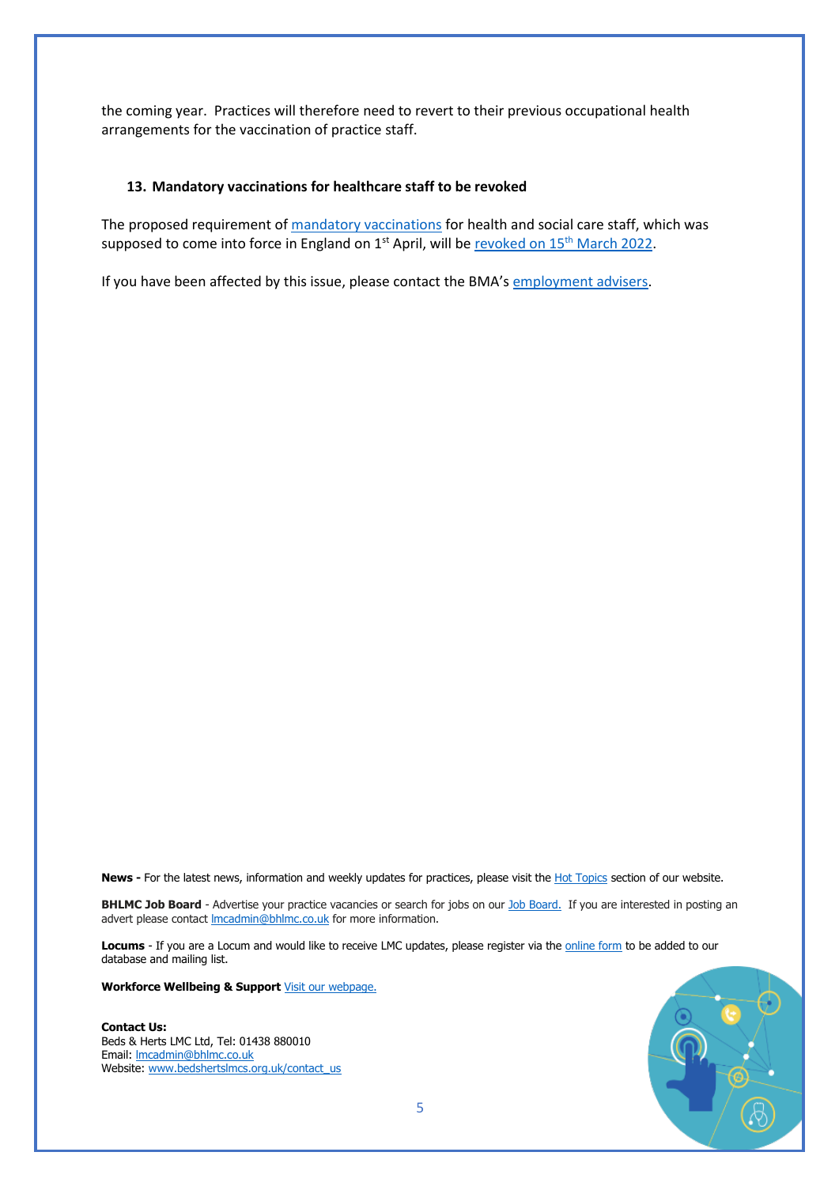the coming year. Practices will therefore need to revert to their previous occupational health arrangements for the vaccination of practice staff.

### 13. Mandatory vaccinations for healthcare staff to be revoked

The proposed requirement of mandatory vaccinations for health and social care staff, which was supposed to come into force in England on 1st April, will be revoked on 15th March 2022.

If you have been affected by this issue, please contact the BMA's employment advisers.

**News -** For the latest news, information and weekly updates for practices, please visit the Hot Topics section of our website.

**BHLMC Job Board** - Advertise your practice vacancies or search for jobs on our Job Board. If you are interested in posting an advert please contact lmcadmin@bhlmc.co.uk for more information.

**Locums** - If you are a Locum and would like to receive LMC updates, please register via the online form to be added to our database and mailing list.

**Workforce Wellbeing & Support** Visit our webpage.

**Contact Us:**
Beds & Herts LMC Ltd, Tel: 01438 880010
Email: lmcadmin@bhlmc.co.uk
Website: www.bedshertslmcs.org.uk/contact_us